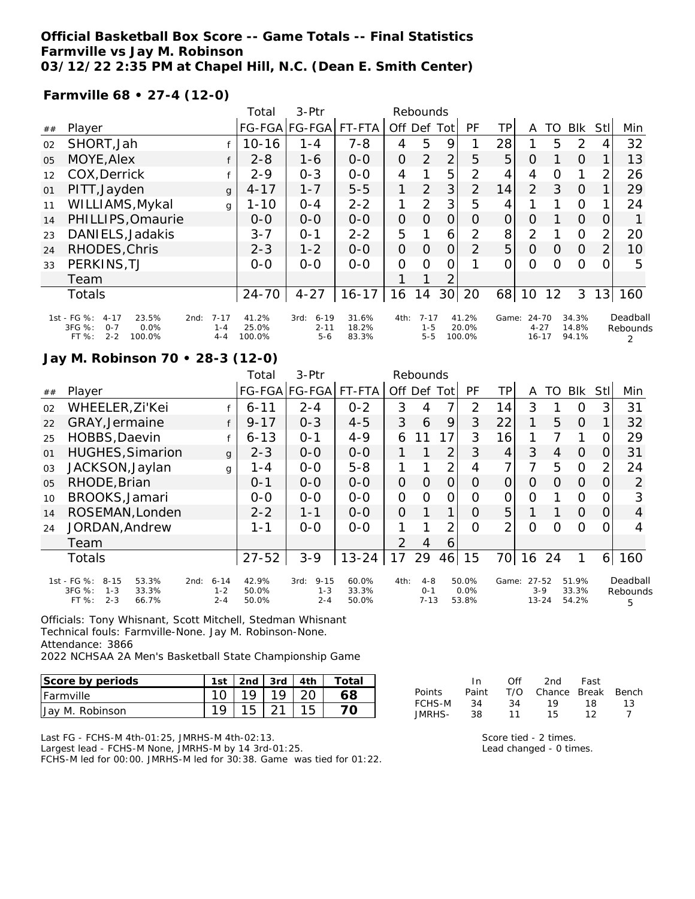# Official Basketball Box Score -- Game Totals -- Final Statistics
## Farmville vs Jay M. Robinson
### 03/12/22 2:35 PM at Chapel Hill, N.C. (Dean E. Smith Center)

**Farmville 68 • 27-4 (12-0)**

| ## | Player | | Total FG-FGA | 3-Ptr FG-FGA | FT-FTA | Off | Def | Tot | PF | TP | A | TO | Blk | Stl | Min |
|---|---|---|---|---|---|---|---|---|---|---|---|---|---|---|---|
| 02 | SHORT,Jah | f | 10-16 | 1-4 | 7-8 | 4 | 5 | 9 | 1 | 28 | 1 | 5 | 2 | 4 | 32 |
| 05 | MOYE,Alex | f | 2-8 | 1-6 | 0-0 | 0 | 2 | 2 | 5 | 5 | 0 | 1 | 0 | 1 | 13 |
| 12 | COX,Derrick | f | 2-9 | 0-3 | 0-0 | 4 | 1 | 5 | 2 | 4 | 4 | 0 | 1 | 2 | 26 |
| 01 | PITT,Jayden | g | 4-17 | 1-7 | 5-5 | 1 | 2 | 3 | 2 | 14 | 2 | 3 | 0 | 1 | 29 |
| 11 | WILLIAMS,Mykal | g | 1-10 | 0-4 | 2-2 | 1 | 2 | 3 | 5 | 4 | 1 | 1 | 0 | 1 | 24 |
| 14 | PHILLIPS,Omaurie | | 0-0 | 0-0 | 0-0 | 0 | 0 | 0 | 0 | 0 | 0 | 1 | 0 | 0 | 1 |
| 23 | DANIELS,Jadakis | | 3-7 | 0-1 | 2-2 | 5 | 1 | 6 | 2 | 8 | 2 | 1 | 0 | 2 | 20 |
| 24 | RHODES,Chris | | 2-3 | 1-2 | 0-0 | 0 | 0 | 0 | 2 | 5 | 0 | 0 | 0 | 2 | 10 |
| 33 | PERKINS,TJ | | 0-0 | 0-0 | 0-0 | 0 | 0 | 0 | 1 | 0 | 0 | 0 | 0 | 0 | 5 |
| | Team | | | | | 1 | 1 | 2 | | | | | | | |
| | Totals | | 24-70 | 4-27 | 16-17 | 16 | 14 | 30 | 20 | 68 | 10 | 12 | 3 | 13 | 160 |

| | 1st | | 2nd | | 3rd | | 4th | | Game | |
|---|---|---|---|---|---|---|---|---|---|---|
| FG % | 4-17 | 23.5% | 7-17 | 41.2% | 6-19 | 31.6% | 7-17 | 41.2% | 24-70 | 34.3% |
| 3FG % | 0-7 | 0.0% | 1-4 | 25.0% | 2-11 | 18.2% | 1-5 | 20.0% | 4-27 | 14.8% |
| FT % | 2-2 | 100.0% | 4-4 | 100.0% | 5-6 | 83.3% | 5-5 | 100.0% | 16-17 | 94.1% |

Deadball Rebounds: 2

**Jay M. Robinson 70 • 28-3 (12-0)**

| ## | Player | | Total FG-FGA | 3-Ptr FG-FGA | FT-FTA | Off | Def | Tot | PF | TP | A | TO | Blk | Stl | Min |
|---|---|---|---|---|---|---|---|---|---|---|---|---|---|---|---|
| 02 | WHEELER,Zi'Kei | f | 6-11 | 2-4 | 0-2 | 3 | 4 | 7 | 2 | 14 | 3 | 1 | 0 | 3 | 31 |
| 22 | GRAY,Jermaine | f | 9-17 | 0-3 | 4-5 | 3 | 6 | 9 | 3 | 22 | 1 | 5 | 0 | 1 | 32 |
| 25 | HOBBS,Daevin | f | 6-13 | 0-1 | 4-9 | 6 | 11 | 17 | 3 | 16 | 1 | 7 | 1 | 0 | 29 |
| 01 | HUGHES,Simarion | g | 2-3 | 0-0 | 0-0 | 1 | 1 | 2 | 3 | 4 | 3 | 4 | 0 | 0 | 31 |
| 03 | JACKSON,Jaylan | g | 1-4 | 0-0 | 5-8 | 1 | 1 | 2 | 4 | 7 | 7 | 5 | 0 | 2 | 24 |
| 05 | RHODE,Brian | | 0-1 | 0-0 | 0-0 | 0 | 0 | 0 | 0 | 0 | 0 | 0 | 0 | 0 | 2 |
| 10 | BROOKS,Jamari | | 0-0 | 0-0 | 0-0 | 0 | 0 | 0 | 0 | 0 | 0 | 1 | 0 | 0 | 3 |
| 14 | ROSEMAN,Londen | | 2-2 | 1-1 | 0-0 | 0 | 1 | 1 | 0 | 5 | 1 | 1 | 0 | 0 | 4 |
| 24 | JORDAN,Andrew | | 1-1 | 0-0 | 0-0 | 1 | 1 | 2 | 0 | 2 | 0 | 0 | 0 | 0 | 4 |
| | Team | | | | | 2 | 4 | 6 | | | | | | | |
| | Totals | | 27-52 | 3-9 | 13-24 | 17 | 29 | 46 | 15 | 70 | 16 | 24 | 1 | 6 | 160 |

| | 1st | | 2nd | | 3rd | | 4th | | Game | |
|---|---|---|---|---|---|---|---|---|---|---|
| FG % | 8-15 | 53.3% | 6-14 | 42.9% | 9-15 | 60.0% | 4-8 | 50.0% | 27-52 | 51.9% |
| 3FG % | 1-3 | 33.3% | 1-2 | 50.0% | 1-3 | 33.3% | 0-1 | 0.0% | 3-9 | 33.3% |
| FT % | 2-3 | 66.7% | 2-4 | 50.0% | 2-4 | 50.0% | 7-13 | 53.8% | 13-24 | 54.2% |

Deadball Rebounds: 5

Officials: Tony Whisnant, Scott Mitchell, Stedman Whisnant
Technical fouls: Farmville-None. Jay M. Robinson-None.
Attendance: 3866
2022 NCHSAA 2A Men's Basketball State Championship Game

| Score by periods | 1st | 2nd | 3rd | 4th | Total |
|---|---|---|---|---|---|
| Farmville | 10 | 19 | 19 | 20 | **68** |
| Jay M. Robinson | 19 | 15 | 21 | 15 | **70** |

| Points | In Paint | Off T/O | 2nd Chance | Fast Break | Bench |
|---|---|---|---|---|---|
| FCHS-M | 34 | 34 | 19 | 18 | 13 |
| JMRHS- | 38 | 11 | 15 | 12 | 7 |

Last FG - FCHS-M 4th-01:25, JMRHS-M 4th-02:13.
Largest lead - FCHS-M None, JMRHS-M by 14 3rd-01:25.
FCHS-M led for 00:00. JMRHS-M led for 30:38. Game was tied for 01:22.

Score tied - 2 times.
Lead changed - 0 times.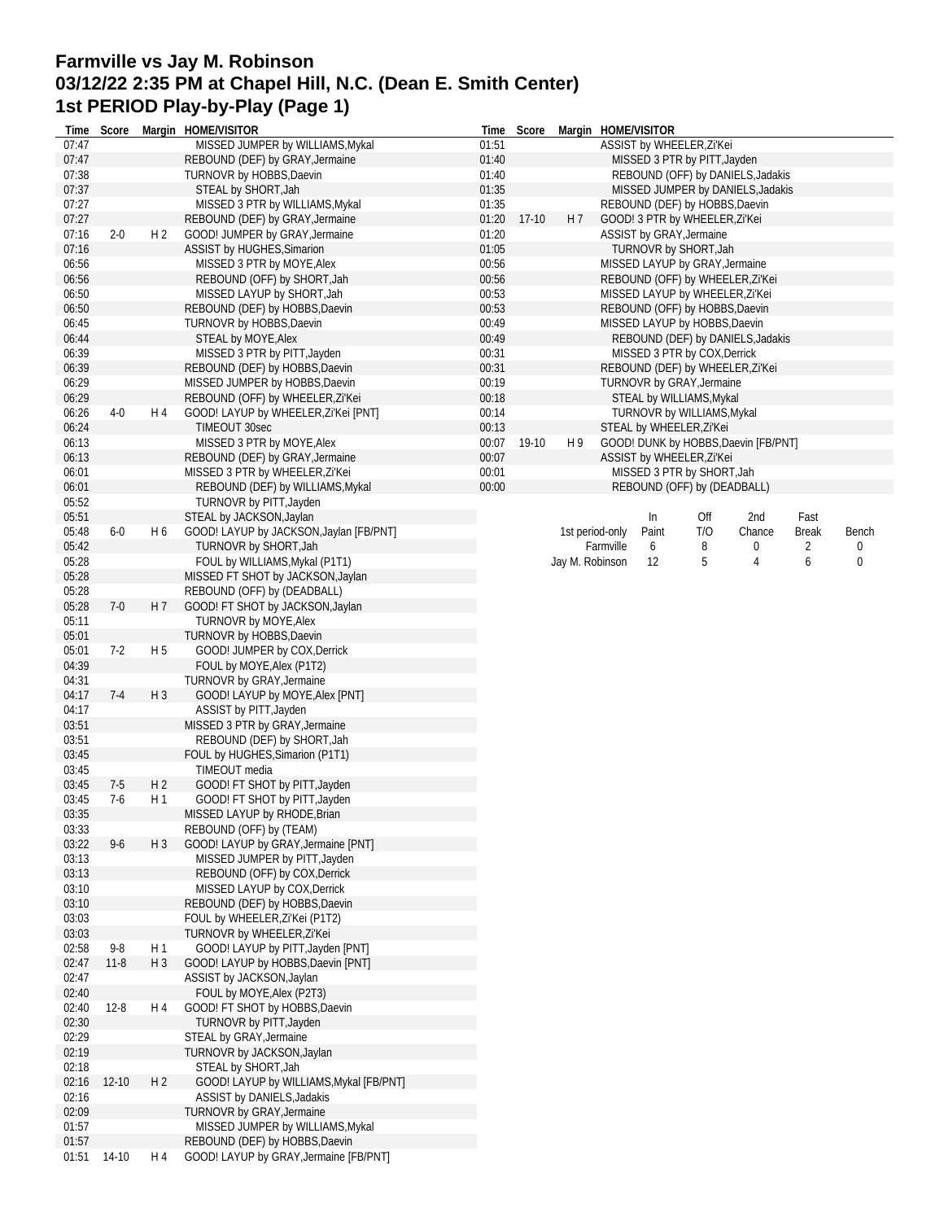# Farmville vs Jay M. Robinson
## 03/12/22 2:35 PM at Chapel Hill, N.C. (Dean E. Smith Center)
## 1st PERIOD Play-by-Play (Page 1)

| Time | Score | Margin | HOME/VISITOR |
|---|---|---|---|
| 07:47 | | | MISSED JUMPER by WILLIAMS,Mykal |
| 07:47 | | | REBOUND (DEF) by GRAY,Jermaine |
| 07:38 | | | TURNOVR by HOBBS,Daevin |
| 07:37 | | | STEAL by SHORT,Jah |
| 07:27 | | | MISSED 3 PTR by WILLIAMS,Mykal |
| 07:27 | | | REBOUND (DEF) by GRAY,Jermaine |
| 07:16 | 2-0 | H 2 | GOOD! JUMPER by GRAY,Jermaine |
| 07:16 | | | ASSIST by HUGHES,Simarion |
| 06:56 | | | MISSED 3 PTR by MOYE,Alex |
| 06:56 | | | REBOUND (OFF) by SHORT,Jah |
| 06:50 | | | MISSED LAYUP by SHORT,Jah |
| 06:50 | | | REBOUND (DEF) by HOBBS,Daevin |
| 06:45 | | | TURNOVR by HOBBS,Daevin |
| 06:44 | | | STEAL by MOYE,Alex |
| 06:39 | | | MISSED 3 PTR by PITT,Jayden |
| 06:39 | | | REBOUND (DEF) by HOBBS,Daevin |
| 06:29 | | | MISSED JUMPER by HOBBS,Daevin |
| 06:29 | | | REBOUND (OFF) by WHEELER,Zi'Kei |
| 06:26 | 4-0 | H 4 | GOOD! LAYUP by WHEELER,Zi'Kei [PNT] |
| 06:24 | | | TIMEOUT 30sec |
| 06:13 | | | MISSED 3 PTR by MOYE,Alex |
| 06:13 | | | REBOUND (DEF) by GRAY,Jermaine |
| 06:01 | | | MISSED 3 PTR by WHEELER,Zi'Kei |
| 06:01 | | | REBOUND (DEF) by WILLIAMS,Mykal |
| 05:52 | | | TURNOVR by PITT,Jayden |
| 05:51 | | | STEAL by JACKSON,Jaylan |
| 05:48 | 6-0 | H 6 | GOOD! LAYUP by JACKSON,Jaylan [FB/PNT] |
| 05:42 | | | TURNOVR by SHORT,Jah |
| 05:28 | | | FOUL by WILLIAMS,Mykal (P1T1) |
| 05:28 | | | MISSED FT SHOT by JACKSON,Jaylan |
| 05:28 | | | REBOUND (OFF) by (DEADBALL) |
| 05:28 | 7-0 | H 7 | GOOD! FT SHOT by JACKSON,Jaylan |
| 05:11 | | | TURNOVR by MOYE,Alex |
| 05:01 | | | TURNOVR by HOBBS,Daevin |
| 05:01 | 7-2 | H 5 | GOOD! JUMPER by COX,Derrick |
| 04:39 | | | FOUL by MOYE,Alex (P1T2) |
| 04:31 | | | TURNOVR by GRAY,Jermaine |
| 04:17 | 7-4 | H 3 | GOOD! LAYUP by MOYE,Alex [PNT] |
| 04:17 | | | ASSIST by PITT,Jayden |
| 03:51 | | | MISSED 3 PTR by GRAY,Jermaine |
| 03:51 | | | REBOUND (DEF) by SHORT,Jah |
| 03:45 | | | FOUL by HUGHES,Simarion (P1T1) |
| 03:45 | | | TIMEOUT media |
| 03:45 | 7-5 | H 2 | GOOD! FT SHOT by PITT,Jayden |
| 03:45 | 7-6 | H 1 | GOOD! FT SHOT by PITT,Jayden |
| 03:35 | | | MISSED LAYUP by RHODE,Brian |
| 03:33 | | | REBOUND (OFF) by (TEAM) |
| 03:22 | 9-6 | H 3 | GOOD! LAYUP by GRAY,Jermaine [PNT] |
| 03:13 | | | MISSED JUMPER by PITT,Jayden |
| 03:13 | | | REBOUND (OFF) by COX,Derrick |
| 03:10 | | | MISSED LAYUP by COX,Derrick |
| 03:10 | | | REBOUND (DEF) by HOBBS,Daevin |
| 03:03 | | | FOUL by WHEELER,Zi'Kei (P1T2) |
| 03:03 | | | TURNOVR by WHEELER,Zi'Kei |
| 02:58 | 9-8 | H 1 | GOOD! LAYUP by PITT,Jayden [PNT] |
| 02:47 | 11-8 | H 3 | GOOD! LAYUP by HOBBS,Daevin [PNT] |
| 02:47 | | | ASSIST by JACKSON,Jaylan |
| 02:40 | | | FOUL by MOYE,Alex (P2T3) |
| 02:40 | 12-8 | H 4 | GOOD! FT SHOT by HOBBS,Daevin |
| 02:30 | | | TURNOVR by PITT,Jayden |
| 02:29 | | | STEAL by GRAY,Jermaine |
| 02:19 | | | TURNOVR by JACKSON,Jaylan |
| 02:18 | | | STEAL by SHORT,Jah |
| 02:16 | 12-10 | H 2 | GOOD! LAYUP by WILLIAMS,Mykal [FB/PNT] |
| 02:16 | | | ASSIST by DANIELS,Jadakis |
| 02:09 | | | TURNOVR by GRAY,Jermaine |
| 01:57 | | | MISSED JUMPER by WILLIAMS,Mykal |
| 01:57 | | | REBOUND (DEF) by HOBBS,Daevin |
| 01:51 | 14-10 | H 4 | GOOD! LAYUP by GRAY,Jermaine [FB/PNT] |
| 01:51 | | | ASSIST by WHEELER,Zi'Kei |
| 01:40 | | | MISSED 3 PTR by PITT,Jayden |
| 01:40 | | | REBOUND (OFF) by DANIELS,Jadakis |
| 01:35 | | | MISSED JUMPER by DANIELS,Jadakis |
| 01:35 | | | REBOUND (DEF) by HOBBS,Daevin |
| 01:20 | 17-10 | H 7 | GOOD! 3 PTR by WHEELER,Zi'Kei |
| 01:20 | | | ASSIST by GRAY,Jermaine |
| 01:05 | | | TURNOVR by SHORT,Jah |
| 00:56 | | | MISSED LAYUP by GRAY,Jermaine |
| 00:56 | | | REBOUND (OFF) by WHEELER,Zi'Kei |
| 00:53 | | | MISSED LAYUP by WHEELER,Zi'Kei |
| 00:53 | | | REBOUND (OFF) by HOBBS,Daevin |
| 00:49 | | | MISSED LAYUP by HOBBS,Daevin |
| 00:49 | | | REBOUND (DEF) by DANIELS,Jadakis |
| 00:31 | | | MISSED 3 PTR by COX,Derrick |
| 00:31 | | | REBOUND (DEF) by WHEELER,Zi'Kei |
| 00:19 | | | TURNOVR by GRAY,Jermaine |
| 00:18 | | | STEAL by WILLIAMS,Mykal |
| 00:14 | | | TURNOVR by WILLIAMS,Mykal |
| 00:13 | | | STEAL by WHEELER,Zi'Kei |
| 00:07 | 19-10 | H 9 | GOOD! DUNK by HOBBS,Daevin [FB/PNT] |
| 00:07 | | | ASSIST by WHEELER,Zi'Kei |
| 00:01 | | | MISSED 3 PTR by SHORT,Jah |
| 00:00 | | | REBOUND (OFF) by (DEADBALL) |

| 1st period-only | In Paint | Off T/O | 2nd Chance | Fast Break | Bench |
|---|---|---|---|---|---|
| Farmville | 6 | 8 | 0 | 2 | 0 |
| Jay M. Robinson | 12 | 5 | 4 | 6 | 0 |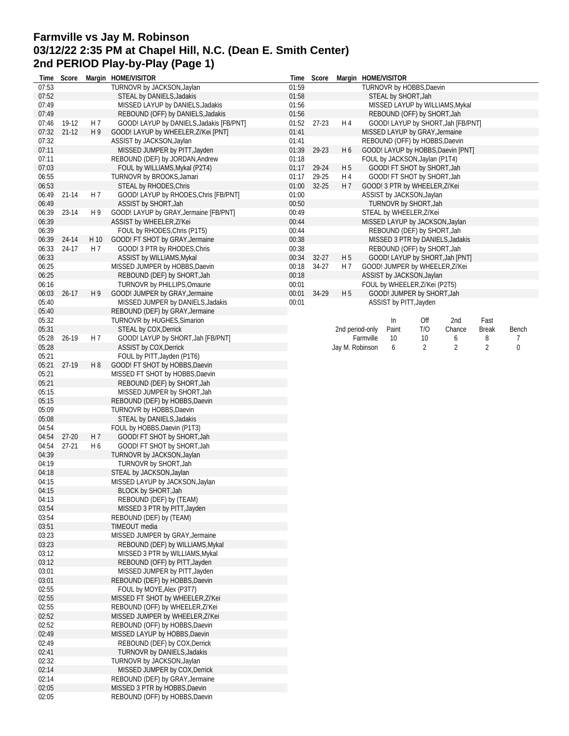**Farmville vs Jay M. Robinson**
**03/12/22 2:35 PM at Chapel Hill, N.C. (Dean E. Smith Center)**
**2nd PERIOD Play-by-Play (Page 1)**

| Time | Score | Margin | HOME/VISITOR |
|---|---|---|---|
| 07:53 | | | TURNOVR by JACKSON,Jaylan |
| 07:52 | | | STEAL by DANIELS,Jadakis |
| 07:49 | | | MISSED LAYUP by DANIELS,Jadakis |
| 07:49 | | | REBOUND (OFF) by DANIELS,Jadakis |
| 07:46 | 19-12 | H 7 | GOOD! LAYUP by DANIELS,Jadakis [FB/PNT] |
| 07:32 | 21-12 | H 9 | GOOD! LAYUP by WHEELER,Zi'Kei [PNT] |
| 07:32 | | | ASSIST by JACKSON,Jaylan |
| 07:11 | | | MISSED JUMPER by PITT,Jayden |
| 07:11 | | | REBOUND (DEF) by JORDAN,Andrew |
| 07:03 | | | FOUL by WILLIAMS,Mykal (P2T4) |
| 06:55 | | | TURNOVR by BROOKS,Jamari |
| 06:53 | | | STEAL by RHODES,Chris |
| 06:49 | 21-14 | H 7 | GOOD! LAYUP by RHODES,Chris [FB/PNT] |
| 06:49 | | | ASSIST by SHORT,Jah |
| 06:39 | 23-14 | H 9 | GOOD! LAYUP by GRAY,Jermaine [FB/PNT] |
| 06:39 | | | ASSIST by WHEELER,Zi'Kei |
| 06:39 | | | FOUL by RHODES,Chris (P1T5) |
| 06:39 | 24-14 | H 10 | GOOD! FT SHOT by GRAY,Jermaine |
| 06:33 | 24-17 | H 7 | GOOD! 3 PTR by RHODES,Chris |
| 06:33 | | | ASSIST by WILLIAMS,Mykal |
| 06:25 | | | MISSED JUMPER by HOBBS,Daevin |
| 06:25 | | | REBOUND (DEF) by SHORT,Jah |
| 06:16 | | | TURNOVR by PHILLIPS,Omaurie |
| 06:03 | 26-17 | H 9 | GOOD! JUMPER by GRAY,Jermaine |
| 05:40 | | | MISSED JUMPER by DANIELS,Jadakis |
| 05:40 | | | REBOUND (DEF) by GRAY,Jermaine |
| 05:32 | | | TURNOVR by HUGHES,Simarion |
| 05:31 | | | STEAL by COX,Derrick |
| 05:28 | 26-19 | H 7 | GOOD! LAYUP by SHORT,Jah [FB/PNT] |
| 05:28 | | | ASSIST by COX,Derrick |
| 05:21 | | | FOUL by PITT,Jayden (P1T6) |
| 05:21 | 27-19 | H 8 | GOOD! FT SHOT by HOBBS,Daevin |
| 05:21 | | | MISSED FT SHOT by HOBBS,Daevin |
| 05:21 | | | REBOUND (DEF) by SHORT,Jah |
| 05:15 | | | MISSED JUMPER by SHORT,Jah |
| 05:15 | | | REBOUND (DEF) by HOBBS,Daevin |
| 05:09 | | | TURNOVR by HOBBS,Daevin |
| 05:08 | | | STEAL by DANIELS,Jadakis |
| 04:54 | | | FOUL by HOBBS,Daevin (P1T3) |
| 04:54 | 27-20 | H 7 | GOOD! FT SHOT by SHORT,Jah |
| 04:54 | 27-21 | H 6 | GOOD! FT SHOT by SHORT,Jah |
| 04:39 | | | TURNOVR by JACKSON,Jaylan |
| 04:19 | | | TURNOVR by SHORT,Jah |
| 04:18 | | | STEAL by JACKSON,Jaylan |
| 04:15 | | | MISSED LAYUP by JACKSON,Jaylan |
| 04:15 | | | BLOCK by SHORT,Jah |
| 04:13 | | | REBOUND (DEF) by (TEAM) |
| 03:54 | | | MISSED 3 PTR by PITT,Jayden |
| 03:54 | | | REBOUND (DEF) by (TEAM) |
| 03:51 | | | TIMEOUT media |
| 03:23 | | | MISSED JUMPER by GRAY,Jermaine |
| 03:23 | | | REBOUND (DEF) by WILLIAMS,Mykal |
| 03:12 | | | MISSED 3 PTR by WILLIAMS,Mykal |
| 03:12 | | | REBOUND (OFF) by PITT,Jayden |
| 03:01 | | | MISSED JUMPER by PITT,Jayden |
| 03:01 | | | REBOUND (DEF) by HOBBS,Daevin |
| 02:55 | | | FOUL by MOYE,Alex (P3T7) |
| 02:55 | | | MISSED FT SHOT by WHEELER,Zi'Kei |
| 02:55 | | | REBOUND (OFF) by WHEELER,Zi'Kei |
| 02:52 | | | MISSED JUMPER by WHEELER,Zi'Kei |
| 02:52 | | | REBOUND (OFF) by HOBBS,Daevin |
| 02:49 | | | MISSED LAYUP by HOBBS,Daevin |
| 02:49 | | | REBOUND (DEF) by COX,Derrick |
| 02:41 | | | TURNOVR by DANIELS,Jadakis |
| 02:32 | | | TURNOVR by JACKSON,Jaylan |
| 02:14 | | | MISSED JUMPER by COX,Derrick |
| 02:14 | | | REBOUND (DEF) by GRAY,Jermaine |
| 02:05 | | | MISSED 3 PTR by HOBBS,Daevin |
| 02:05 | | | REBOUND (OFF) by HOBBS,Daevin |
| 01:59 | | | TURNOVR by HOBBS,Daevin |
| 01:58 | | | STEAL by SHORT,Jah |
| 01:56 | | | MISSED LAYUP by WILLIAMS,Mykal |
| 01:56 | | | REBOUND (OFF) by SHORT,Jah |
| 01:52 | 27-23 | H 4 | GOOD! LAYUP by SHORT,Jah [FB/PNT] |
| 01:41 | | | MISSED LAYUP by GRAY,Jermaine |
| 01:41 | | | REBOUND (OFF) by HOBBS,Daevin |
| 01:39 | 29-23 | H 6 | GOOD! LAYUP by HOBBS,Daevin [PNT] |
| 01:18 | | | FOUL by JACKSON,Jaylan (P1T4) |
| 01:17 | 29-24 | H 5 | GOOD! FT SHOT by SHORT,Jah |
| 01:17 | 29-25 | H 4 | GOOD! FT SHOT by SHORT,Jah |
| 01:00 | 32-25 | H 7 | GOOD! 3 PTR by WHEELER,Zi'Kei |
| 01:00 | | | ASSIST by JACKSON,Jaylan |
| 00:50 | | | TURNOVR by SHORT,Jah |
| 00:49 | | | STEAL by WHEELER,Zi'Kei |
| 00:44 | | | MISSED LAYUP by JACKSON,Jaylan |
| 00:44 | | | REBOUND (DEF) by SHORT,Jah |
| 00:38 | | | MISSED 3 PTR by DANIELS,Jadakis |
| 00:38 | | | REBOUND (OFF) by SHORT,Jah |
| 00:34 | 32-27 | H 5 | GOOD! LAYUP by SHORT,Jah [PNT] |
| 00:18 | 34-27 | H 7 | GOOD! JUMPER by WHEELER,Zi'Kei |
| 00:18 | | | ASSIST by JACKSON,Jaylan |
| 00:01 | | | FOUL by WHEELER,Zi'Kei (P2T5) |
| 00:01 | 34-29 | H 5 | GOOD! JUMPER by SHORT,Jah |
| 00:01 | | | ASSIST by PITT,Jayden |

| 2nd period-only | In Paint | Off T/O | 2nd Chance | Fast Break | Bench |
|---|---|---|---|---|---|
| Farmville | 10 | 10 | 6 | 8 | 7 |
| Jay M. Robinson | 6 | 2 | 2 | 2 | 0 |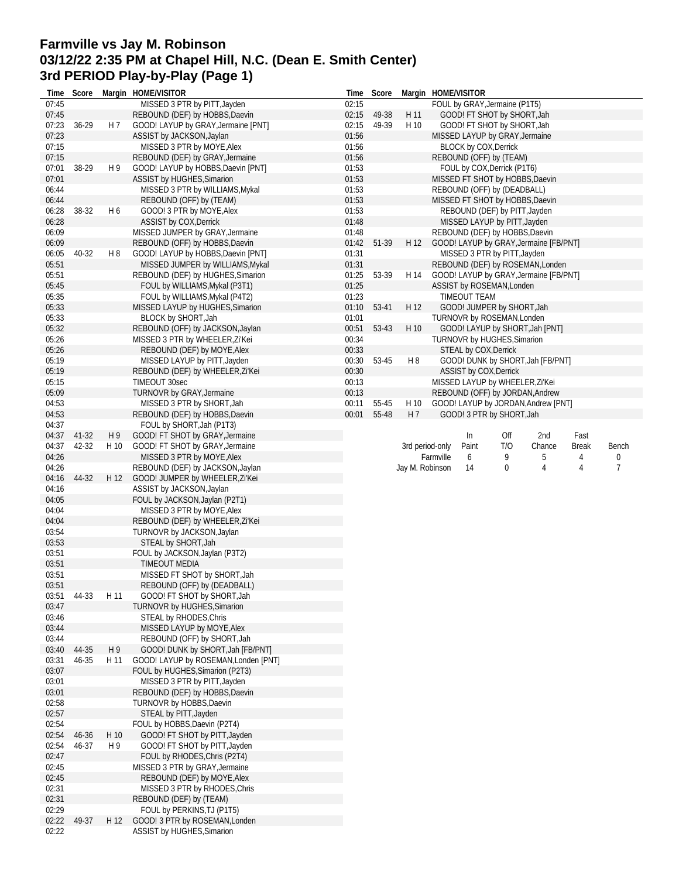# Farmville vs Jay M. Robinson
## 03/12/22 2:35 PM at Chapel Hill, N.C. (Dean E. Smith Center)
## 3rd PERIOD Play-by-Play (Page 1)

| Time | Score | Margin | HOME/VISITOR |
|---|---|---|---|
| 07:45 | | | MISSED 3 PTR by PITT,Jayden |
| 07:45 | | | REBOUND (DEF) by HOBBS,Daevin |
| 07:23 | 36-29 | H 7 | GOOD! LAYUP by GRAY,Jermaine [PNT] |
| 07:23 | | | ASSIST by JACKSON,Jaylan |
| 07:15 | | | MISSED 3 PTR by MOYE,Alex |
| 07:15 | | | REBOUND (DEF) by GRAY,Jermaine |
| 07:01 | 38-29 | H 9 | GOOD! LAYUP by HOBBS,Daevin [PNT] |
| 07:01 | | | ASSIST by HUGHES,Simarion |
| 06:44 | | | MISSED 3 PTR by WILLIAMS,Mykal |
| 06:44 | | | REBOUND (OFF) by (TEAM) |
| 06:28 | 38-32 | H 6 | GOOD! 3 PTR by MOYE,Alex |
| 06:28 | | | ASSIST by COX,Derrick |
| 06:09 | | | MISSED JUMPER by GRAY,Jermaine |
| 06:09 | | | REBOUND (OFF) by HOBBS,Daevin |
| 06:05 | 40-32 | H 8 | GOOD! LAYUP by HOBBS,Daevin [PNT] |
| 05:51 | | | MISSED JUMPER by WILLIAMS,Mykal |
| 05:51 | | | REBOUND (DEF) by HUGHES,Simarion |
| 05:45 | | | FOUL by WILLIAMS,Mykal (P3T1) |
| 05:35 | | | FOUL by WILLIAMS,Mykal (P4T2) |
| 05:33 | | | MISSED LAYUP by HUGHES,Simarion |
| 05:33 | | | BLOCK by SHORT,Jah |
| 05:32 | | | REBOUND (OFF) by JACKSON,Jaylan |
| 05:26 | | | MISSED 3 PTR by WHEELER,Zi'Kei |
| 05:26 | | | REBOUND (DEF) by MOYE,Alex |
| 05:19 | | | MISSED LAYUP by PITT,Jayden |
| 05:19 | | | REBOUND (DEF) by WHEELER,Zi'Kei |
| 05:15 | | | TIMEOUT 30sec |
| 05:09 | | | TURNOVR by GRAY,Jermaine |
| 04:53 | | | MISSED 3 PTR by SHORT,Jah |
| 04:53 | | | REBOUND (DEF) by HOBBS,Daevin |
| 04:37 | | | FOUL by SHORT,Jah (P1T3) |
| 04:37 | 41-32 | H 9 | GOOD! FT SHOT by GRAY,Jermaine |
| 04:37 | 42-32 | H 10 | GOOD! FT SHOT by GRAY,Jermaine |
| 04:26 | | | MISSED 3 PTR by MOYE,Alex |
| 04:26 | | | REBOUND (DEF) by JACKSON,Jaylan |
| 04:16 | 44-32 | H 12 | GOOD! JUMPER by WHEELER,Zi'Kei |
| 04:16 | | | ASSIST by JACKSON,Jaylan |
| 04:05 | | | FOUL by JACKSON,Jaylan (P2T1) |
| 04:04 | | | MISSED 3 PTR by MOYE,Alex |
| 04:04 | | | REBOUND (DEF) by WHEELER,Zi'Kei |
| 03:54 | | | TURNOVR by JACKSON,Jaylan |
| 03:53 | | | STEAL by SHORT,Jah |
| 03:51 | | | FOUL by JACKSON,Jaylan (P3T2) |
| 03:51 | | | TIMEOUT MEDIA |
| 03:51 | | | MISSED FT SHOT by SHORT,Jah |
| 03:51 | | | REBOUND (OFF) by (DEADBALL) |
| 03:51 | 44-33 | H 11 | GOOD! FT SHOT by SHORT,Jah |
| 03:47 | | | TURNOVR by HUGHES,Simarion |
| 03:46 | | | STEAL by RHODES,Chris |
| 03:44 | | | MISSED LAYUP by MOYE,Alex |
| 03:44 | | | REBOUND (OFF) by SHORT,Jah |
| 03:40 | 44-35 | H 9 | GOOD! DUNK by SHORT,Jah [FB/PNT] |
| 03:31 | 46-35 | H 11 | GOOD! LAYUP by ROSEMAN,Londen [PNT] |
| 03:07 | | | FOUL by HUGHES,Simarion (P2T3) |
| 03:01 | | | MISSED 3 PTR by PITT,Jayden |
| 03:01 | | | REBOUND (DEF) by HOBBS,Daevin |
| 02:58 | | | TURNOVR by HOBBS,Daevin |
| 02:57 | | | STEAL by PITT,Jayden |
| 02:54 | | | FOUL by HOBBS,Daevin (P2T4) |
| 02:54 | 46-36 | H 10 | GOOD! FT SHOT by PITT,Jayden |
| 02:54 | 46-37 | H 9 | GOOD! FT SHOT by PITT,Jayden |
| 02:47 | | | FOUL by RHODES,Chris (P2T4) |
| 02:45 | | | MISSED 3 PTR by GRAY,Jermaine |
| 02:45 | | | REBOUND (DEF) by MOYE,Alex |
| 02:31 | | | MISSED 3 PTR by RHODES,Chris |
| 02:31 | | | REBOUND (DEF) by (TEAM) |
| 02:29 | | | FOUL by PERKINS,TJ (P1T5) |
| 02:22 | 49-37 | H 12 | GOOD! 3 PTR by ROSEMAN,Londen |
| 02:22 | | | ASSIST by HUGHES,Simarion |
| 02:15 | | | FOUL by GRAY,Jermaine (P1T5) |
| 02:15 | 49-38 | H 11 | GOOD! FT SHOT by SHORT,Jah |
| 02:15 | 49-39 | H 10 | GOOD! FT SHOT by SHORT,Jah |
| 01:56 | | | MISSED LAYUP by GRAY,Jermaine |
| 01:56 | | | BLOCK by COX,Derrick |
| 01:56 | | | REBOUND (OFF) by (TEAM) |
| 01:53 | | | FOUL by COX,Derrick (P1T6) |
| 01:53 | | | MISSED FT SHOT by HOBBS,Daevin |
| 01:53 | | | REBOUND (OFF) by (DEADBALL) |
| 01:53 | | | MISSED FT SHOT by HOBBS,Daevin |
| 01:53 | | | REBOUND (DEF) by PITT,Jayden |
| 01:48 | | | MISSED LAYUP by PITT,Jayden |
| 01:48 | | | REBOUND (DEF) by HOBBS,Daevin |
| 01:42 | 51-39 | H 12 | GOOD! LAYUP by GRAY,Jermaine [FB/PNT] |
| 01:31 | | | MISSED 3 PTR by PITT,Jayden |
| 01:31 | | | REBOUND (DEF) by ROSEMAN,Londen |
| 01:25 | 53-39 | H 14 | GOOD! LAYUP by GRAY,Jermaine [FB/PNT] |
| 01:25 | | | ASSIST by ROSEMAN,Londen |
| 01:23 | | | TIMEOUT TEAM |
| 01:10 | 53-41 | H 12 | GOOD! JUMPER by SHORT,Jah |
| 01:01 | | | TURNOVR by ROSEMAN,Londen |
| 00:51 | 53-43 | H 10 | GOOD! LAYUP by SHORT,Jah [PNT] |
| 00:34 | | | TURNOVR by HUGHES,Simarion |
| 00:33 | | | STEAL by COX,Derrick |
| 00:30 | 53-45 | H 8 | GOOD! DUNK by SHORT,Jah [FB/PNT] |
| 00:30 | | | ASSIST by COX,Derrick |
| 00:13 | | | MISSED LAYUP by WHEELER,Zi'Kei |
| 00:13 | | | REBOUND (OFF) by JORDAN,Andrew |
| 00:11 | 55-45 | H 10 | GOOD! LAYUP by JORDAN,Andrew [PNT] |
| 00:01 | 55-48 | H 7 | GOOD! 3 PTR by SHORT,Jah |

| 3rd period-only | In Paint | Off T/O | 2nd Chance | Fast Break | Bench |
|---|---|---|---|---|---|
| Farmville | 6 | 9 | 5 | 4 | 0 |
| Jay M. Robinson | 14 | 0 | 4 | 4 | 7 |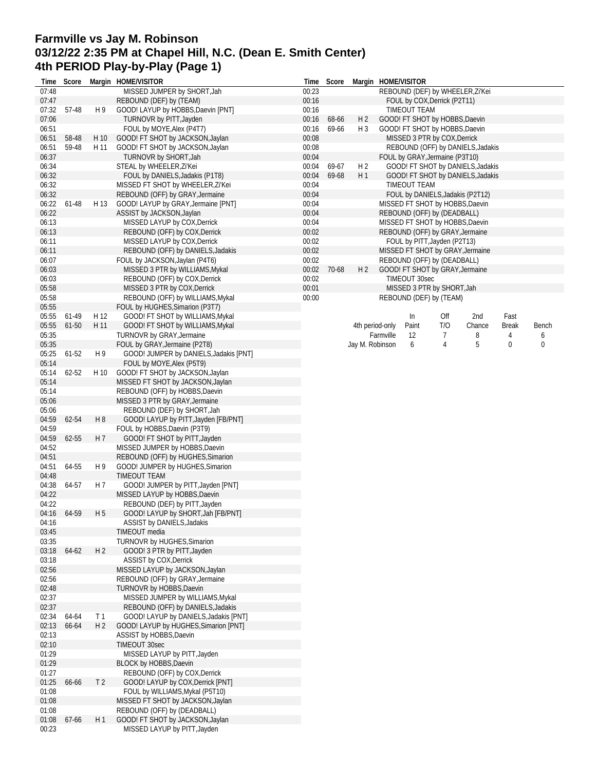# Farmville vs Jay M. Robinson
## 03/12/22 2:35 PM at Chapel Hill, N.C. (Dean E. Smith Center)
## 4th PERIOD Play-by-Play (Page 1)

| Time | Score | Margin | HOME/VISITOR |
|---|---|---|---|
| 07:48 | | | MISSED JUMPER by SHORT,Jah |
| 07:47 | | | REBOUND (DEF) by (TEAM) |
| 07:32 | 57-48 | H 9 | GOOD! LAYUP by HOBBS,Daevin [PNT] |
| 07:06 | | | TURNOVR by PITT,Jayden |
| 06:51 | | | FOUL by MOYE,Alex (P4T7) |
| 06:51 | 58-48 | H 10 | GOOD! FT SHOT by JACKSON,Jaylan |
| 06:51 | 59-48 | H 11 | GOOD! FT SHOT by JACKSON,Jaylan |
| 06:37 | | | TURNOVR by SHORT,Jah |
| 06:34 | | | STEAL by WHEELER,Zi'Kei |
| 06:32 | | | FOUL by DANIELS,Jadakis (P1T8) |
| 06:32 | | | MISSED FT SHOT by WHEELER,Zi'Kei |
| 06:32 | | | REBOUND (OFF) by GRAY,Jermaine |
| 06:22 | 61-48 | H 13 | GOOD! LAYUP by GRAY,Jermaine [PNT] |
| 06:22 | | | ASSIST by JACKSON,Jaylan |
| 06:13 | | | MISSED LAYUP by COX,Derrick |
| 06:13 | | | REBOUND (OFF) by COX,Derrick |
| 06:11 | | | MISSED LAYUP by COX,Derrick |
| 06:11 | | | REBOUND (OFF) by DANIELS,Jadakis |
| 06:07 | | | FOUL by JACKSON,Jaylan (P4T6) |
| 06:03 | | | MISSED 3 PTR by WILLIAMS,Mykal |
| 06:03 | | | REBOUND (OFF) by COX,Derrick |
| 05:58 | | | MISSED 3 PTR by COX,Derrick |
| 05:58 | | | REBOUND (OFF) by WILLIAMS,Mykal |
| 05:55 | | | FOUL by HUGHES,Simarion (P3T7) |
| 05:55 | 61-49 | H 12 | GOOD! FT SHOT by WILLIAMS,Mykal |
| 05:55 | 61-50 | H 11 | GOOD! FT SHOT by WILLIAMS,Mykal |
| 05:35 | | | TURNOVR by GRAY,Jermaine |
| 05:35 | | | FOUL by GRAY,Jermaine (P2T8) |
| 05:25 | 61-52 | H 9 | GOOD! JUMPER by DANIELS,Jadakis [PNT] |
| 05:14 | | | FOUL by MOYE,Alex (P5T9) |
| 05:14 | 62-52 | H 10 | GOOD! FT SHOT by JACKSON,Jaylan |
| 05:14 | | | MISSED FT SHOT by JACKSON,Jaylan |
| 05:14 | | | REBOUND (OFF) by HOBBS,Daevin |
| 05:06 | | | MISSED 3 PTR by GRAY,Jermaine |
| 05:06 | | | REBOUND (DEF) by SHORT,Jah |
| 04:59 | 62-54 | H 8 | GOOD! LAYUP by PITT,Jayden [FB/PNT] |
| 04:59 | | | FOUL by HOBBS,Daevin (P3T9) |
| 04:59 | 62-55 | H 7 | GOOD! FT SHOT by PITT,Jayden |
| 04:52 | | | MISSED JUMPER by HOBBS,Daevin |
| 04:51 | | | REBOUND (OFF) by HUGHES,Simarion |
| 04:51 | 64-55 | H 9 | GOOD! JUMPER by HUGHES,Simarion |
| 04:48 | | | TIMEOUT TEAM |
| 04:38 | 64-57 | H 7 | GOOD! JUMPER by PITT,Jayden [PNT] |
| 04:22 | | | MISSED LAYUP by HOBBS,Daevin |
| 04:22 | | | REBOUND (DEF) by PITT,Jayden |
| 04:16 | 64-59 | H 5 | GOOD! LAYUP by SHORT,Jah [FB/PNT] |
| 04:16 | | | ASSIST by DANIELS,Jadakis |
| 03:45 | | | TIMEOUT media |
| 03:35 | | | TURNOVR by HUGHES,Simarion |
| 03:18 | 64-62 | H 2 | GOOD! 3 PTR by PITT,Jayden |
| 03:18 | | | ASSIST by COX,Derrick |
| 02:56 | | | MISSED LAYUP by JACKSON,Jaylan |
| 02:56 | | | REBOUND (OFF) by GRAY,Jermaine |
| 02:48 | | | TURNOVR by HOBBS,Daevin |
| 02:37 | | | MISSED JUMPER by WILLIAMS,Mykal |
| 02:37 | | | REBOUND (OFF) by DANIELS,Jadakis |
| 02:34 | 64-64 | T 1 | GOOD! LAYUP by DANIELS,Jadakis [PNT] |
| 02:13 | 66-64 | H 2 | GOOD! LAYUP by HUGHES,Simarion [PNT] |
| 02:13 | | | ASSIST by HOBBS,Daevin |
| 02:10 | | | TIMEOUT 30sec |
| 01:29 | | | MISSED LAYUP by PITT,Jayden |
| 01:29 | | | BLOCK by HOBBS,Daevin |
| 01:27 | | | REBOUND (OFF) by COX,Derrick |
| 01:25 | 66-66 | T 2 | GOOD! LAYUP by COX,Derrick [PNT] |
| 01:08 | | | FOUL by WILLIAMS,Mykal (P5T10) |
| 01:08 | | | MISSED FT SHOT by JACKSON,Jaylan |
| 01:08 | | | REBOUND (OFF) by (DEADBALL) |
| 01:08 | 67-66 | H 1 | GOOD! FT SHOT by JACKSON,Jaylan |
| 00:23 | | | MISSED LAYUP by PITT,Jayden |
| 00:23 | | | REBOUND (DEF) by WHEELER,Zi'Kei |
| 00:16 | | | FOUL by COX,Derrick (P2T11) |
| 00:16 | | | TIMEOUT TEAM |
| 00:16 | 68-66 | H 2 | GOOD! FT SHOT by HOBBS,Daevin |
| 00:16 | 69-66 | H 3 | GOOD! FT SHOT by HOBBS,Daevin |
| 00:08 | | | MISSED 3 PTR by COX,Derrick |
| 00:08 | | | REBOUND (OFF) by DANIELS,Jadakis |
| 00:04 | | | FOUL by GRAY,Jermaine (P3T10) |
| 00:04 | 69-67 | H 2 | GOOD! FT SHOT by DANIELS,Jadakis |
| 00:04 | 69-68 | H 1 | GOOD! FT SHOT by DANIELS,Jadakis |
| 00:04 | | | TIMEOUT TEAM |
| 00:04 | | | FOUL by DANIELS,Jadakis (P2T12) |
| 00:04 | | | MISSED FT SHOT by HOBBS,Daevin |
| 00:04 | | | REBOUND (OFF) by (DEADBALL) |
| 00:04 | | | MISSED FT SHOT by HOBBS,Daevin |
| 00:02 | | | REBOUND (OFF) by GRAY,Jermaine |
| 00:02 | | | FOUL by PITT,Jayden (P2T13) |
| 00:02 | | | MISSED FT SHOT by GRAY,Jermaine |
| 00:02 | | | REBOUND (OFF) by (DEADBALL) |
| 00:02 | 70-68 | H 2 | GOOD! FT SHOT by GRAY,Jermaine |
| 00:02 | | | TIMEOUT 30sec |
| 00:01 | | | MISSED 3 PTR by SHORT,Jah |
| 00:00 | | | REBOUND (DEF) by (TEAM) |

| 4th period-only | In Paint | Off T/O | 2nd Chance | Fast Break | Bench |
|---|---|---|---|---|---|
| Farmville | 12 | 7 | 8 | 4 | 6 |
| Jay M. Robinson | 6 | 4 | 5 | 0 | 0 |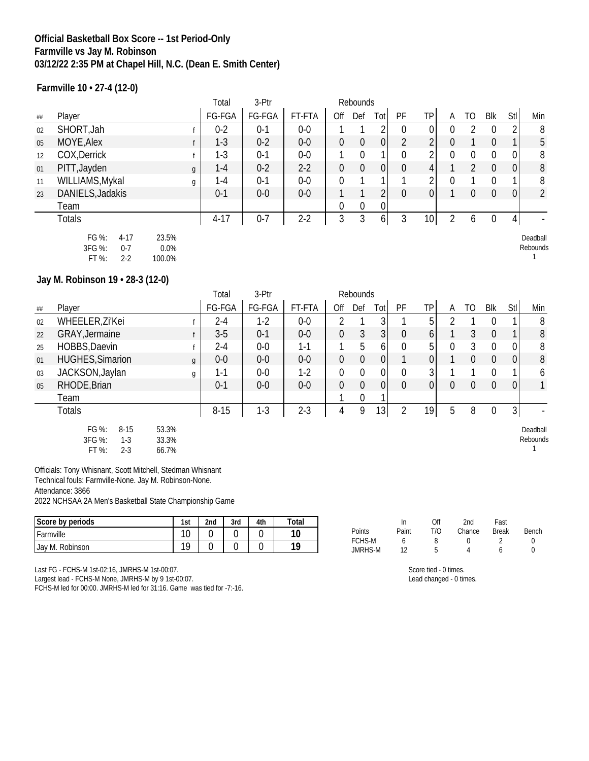**Official Basketball Box Score -- 1st Period-Only**
**Farmville vs Jay M. Robinson**
**03/12/22 2:35 PM at Chapel Hill, N.C. (Dean E. Smith Center)**

**Farmville 10 • 27-4 (12-0)**

| | | | Total | 3-Ptr | | Rebounds | | | | | | | | | |
|---|---|---|---|---|---|---|---|---|---|---|---|---|---|---|---|
| ## | Player | | FG-FGA | FG-FGA | FT-FTA | Off | Def | Tot | PF | TP | A | TO | Blk | Stl | Min |
| 02 | SHORT,Jah | f | 0-2 | 0-1 | 0-0 | 1 | 1 | 2 | 0 | 0 | 0 | 2 | 0 | 2 | 8 |
| 05 | MOYE,Alex | f | 1-3 | 0-2 | 0-0 | 0 | 0 | 0 | 2 | 2 | 0 | 1 | 0 | 1 | 5 |
| 12 | COX,Derrick | f | 1-3 | 0-1 | 0-0 | 1 | 0 | 1 | 0 | 2 | 0 | 0 | 0 | 0 | 8 |
| 01 | PITT,Jayden | g | 1-4 | 0-2 | 2-2 | 0 | 0 | 0 | 0 | 4 | 1 | 2 | 0 | 0 | 8 |
| 11 | WILLIAMS,Mykal | g | 1-4 | 0-1 | 0-0 | 0 | 1 | 1 | 1 | 2 | 0 | 1 | 0 | 1 | 8 |
| 23 | DANIELS,Jadakis | | 0-1 | 0-0 | 0-0 | 1 | 1 | 2 | 0 | 0 | 1 | 0 | 0 | 0 | 2 |
| | Team | | | | | 0 | 0 | 0 | | | | | | | |
| | Totals | | 4-17 | 0-7 | 2-2 | 3 | 3 | 6 | 3 | 10 | 2 | 6 | 0 | 4 | - |

FG %: 4-17 23.5%
3FG %: 0-7 0.0%
FT %: 2-2 100.0%

Deadball Rebounds 1

**Jay M. Robinson 19 • 28-3 (12-0)**

| | | | Total | 3-Ptr | | Rebounds | | | | | | | | | |
|---|---|---|---|---|---|---|---|---|---|---|---|---|---|---|---|
| ## | Player | | FG-FGA | FG-FGA | FT-FTA | Off | Def | Tot | PF | TP | A | TO | Blk | Stl | Min |
| 02 | WHEELER,Zi'Kei | f | 2-4 | 1-2 | 0-0 | 2 | 1 | 3 | 1 | 5 | 2 | 1 | 0 | 1 | 8 |
| 22 | GRAY,Jermaine | f | 3-5 | 0-1 | 0-0 | 0 | 3 | 3 | 0 | 6 | 1 | 3 | 0 | 1 | 8 |
| 25 | HOBBS,Daevin | f | 2-4 | 0-0 | 1-1 | 1 | 5 | 6 | 0 | 5 | 0 | 3 | 0 | 0 | 8 |
| 01 | HUGHES,Simarion | g | 0-0 | 0-0 | 0-0 | 0 | 0 | 0 | 1 | 0 | 1 | 0 | 0 | 0 | 8 |
| 03 | JACKSON,Jaylan | g | 1-1 | 0-0 | 1-2 | 0 | 0 | 0 | 0 | 3 | 1 | 1 | 0 | 1 | 6 |
| 05 | RHODE,Brian | | 0-1 | 0-0 | 0-0 | 0 | 0 | 0 | 0 | 0 | 0 | 0 | 0 | 0 | 1 |
| | Team | | | | | 1 | 0 | 1 | | | | | | | |
| | Totals | | 8-15 | 1-3 | 2-3 | 4 | 9 | 13 | 2 | 19 | 5 | 8 | 0 | 3 | - |

FG %: 8-15 53.3%
3FG %: 1-3 33.3%
FT %: 2-3 66.7%

Deadball Rebounds 1

Officials: Tony Whisnant, Scott Mitchell, Stedman Whisnant
Technical fouls: Farmville-None. Jay M. Robinson-None.
Attendance: 3866
2022 NCHSAA 2A Men's Basketball State Championship Game

| Score by periods | 1st | 2nd | 3rd | 4th | Total |
|---|---|---|---|---|---|
| Farmville | 10 | 0 | 0 | 0 | 10 |
| Jay M. Robinson | 19 | 0 | 0 | 0 | 19 |

| Points | In Paint | Off T/O | 2nd Chance | Fast Break | Bench |
|---|---|---|---|---|---|
| FCHS-M | 6 | 8 | 0 | 2 | 0 |
| JMRHS-M | 12 | 5 | 4 | 6 | 0 |

Last FG - FCHS-M 1st-02:16, JMRHS-M 1st-00:07.
Largest lead - FCHS-M None, JMRHS-M by 9 1st-00:07.
FCHS-M led for 00:00. JMRHS-M led for 31:16. Game was tied for -7:-16.

Score tied - 0 times.
Lead changed - 0 times.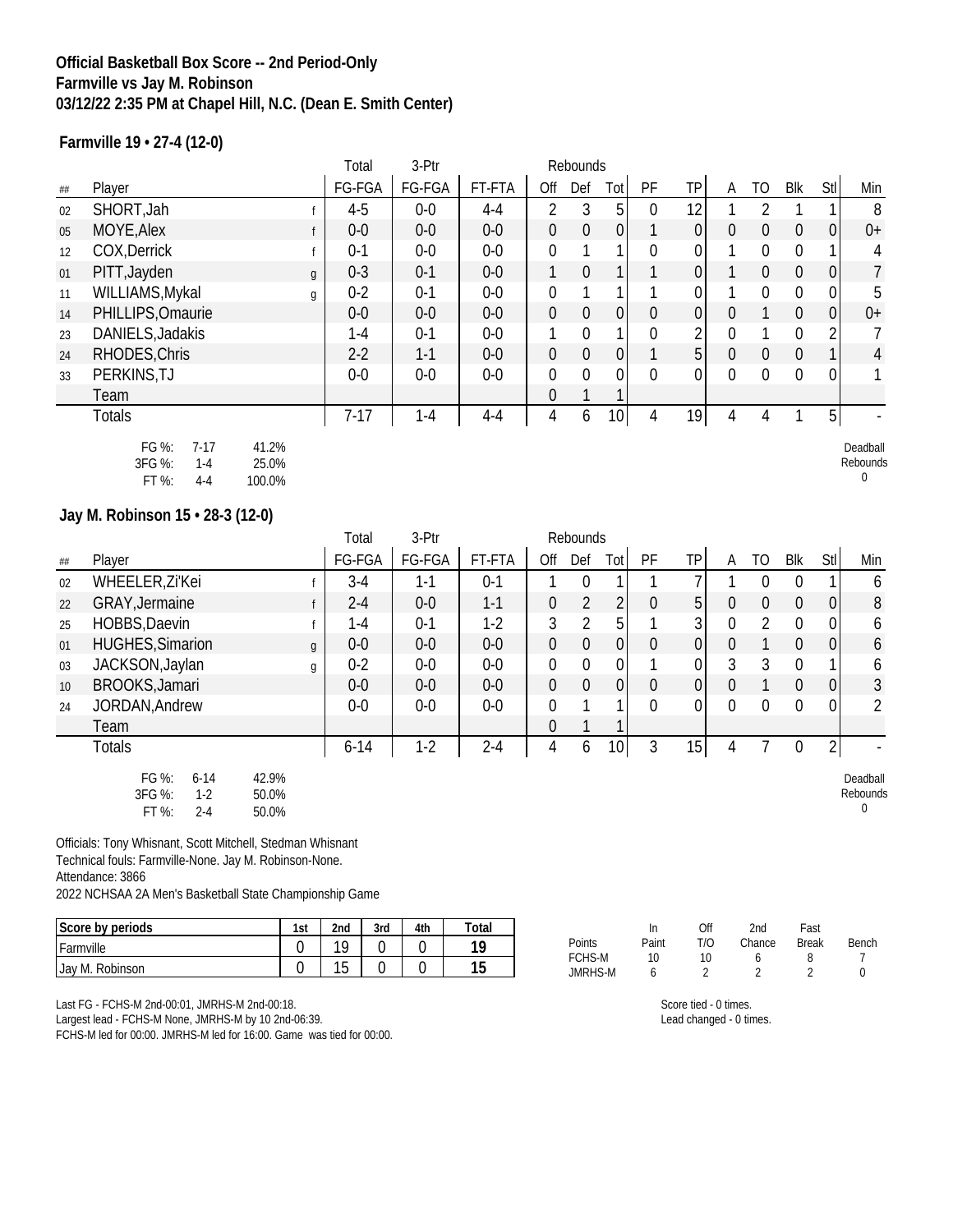**Official Basketball Box Score -- 2nd Period-Only**
**Farmville vs Jay M. Robinson**
**03/12/22 2:35 PM at Chapel Hill, N.C. (Dean E. Smith Center)**

**Farmville 19 • 27-4 (12-0)**

| ## | Player | | Total FG-FGA | 3-Ptr FG-FGA | FT-FTA | Rebounds Off | Def | Tot | PF | TP | A | TO | Blk | Stl | Min |
|---|---|---|---|---|---|---|---|---|---|---|---|---|---|---|---|
| 02 | SHORT,Jah | f | 4-5 | 0-0 | 4-4 | 2 | 3 | 5 | 0 | 12 | 1 | 2 | 1 | 1 | 8 |
| 05 | MOYE,Alex | f | 0-0 | 0-0 | 0-0 | 0 | 0 | 0 | 1 | 0 | 0 | 0 | 0 | 0 | 0+ |
| 12 | COX,Derrick | f | 0-1 | 0-0 | 0-0 | 0 | 1 | 1 | 0 | 0 | 1 | 0 | 0 | 1 | 4 |
| 01 | PITT,Jayden | g | 0-3 | 0-1 | 0-0 | 1 | 0 | 1 | 1 | 0 | 1 | 0 | 0 | 0 | 7 |
| 11 | WILLIAMS,Mykal | g | 0-2 | 0-1 | 0-0 | 0 | 1 | 1 | 1 | 0 | 1 | 0 | 0 | 0 | 5 |
| 14 | PHILLIPS,Omaurie | | 0-0 | 0-0 | 0-0 | 0 | 0 | 0 | 0 | 0 | 0 | 1 | 0 | 0 | 0+ |
| 23 | DANIELS,Jadakis | | 1-4 | 0-1 | 0-0 | 1 | 0 | 1 | 0 | 2 | 0 | 1 | 0 | 2 | 7 |
| 24 | RHODES,Chris | | 2-2 | 1-1 | 0-0 | 0 | 0 | 0 | 1 | 5 | 0 | 0 | 0 | 1 | 4 |
| 33 | PERKINS,TJ | | 0-0 | 0-0 | 0-0 | 0 | 0 | 0 | 0 | 0 | 0 | 0 | 0 | 0 | 1 |
| | Team | | | | | 0 | 1 | 1 | | | | | | | |
| | Totals | | 7-17 | 1-4 | 4-4 | 4 | 6 | 10 | 4 | 19 | 4 | 4 | 1 | 5 | - |

FG %: 7-17 41.2%
3FG %: 1-4 25.0%
FT %: 4-4 100.0%

Deadball Rebounds 0

**Jay M. Robinson 15 • 28-3 (12-0)**

| ## | Player | | Total FG-FGA | 3-Ptr FG-FGA | FT-FTA | Rebounds Off | Def | Tot | PF | TP | A | TO | Blk | Stl | Min |
|---|---|---|---|---|---|---|---|---|---|---|---|---|---|---|---|
| 02 | WHEELER,Zi'Kei | f | 3-4 | 1-1 | 0-1 | 1 | 0 | 1 | 1 | 7 | 1 | 0 | 0 | 1 | 6 |
| 22 | GRAY,Jermaine | f | 2-4 | 0-0 | 1-1 | 0 | 2 | 2 | 0 | 5 | 0 | 0 | 0 | 0 | 8 |
| 25 | HOBBS,Daevin | f | 1-4 | 0-1 | 1-2 | 3 | 2 | 5 | 1 | 3 | 0 | 2 | 0 | 0 | 6 |
| 01 | HUGHES,Simarion | g | 0-0 | 0-0 | 0-0 | 0 | 0 | 0 | 0 | 0 | 0 | 1 | 0 | 0 | 6 |
| 03 | JACKSON,Jaylan | g | 0-2 | 0-0 | 0-0 | 0 | 0 | 0 | 1 | 0 | 3 | 3 | 0 | 1 | 6 |
| 10 | BROOKS,Jamari | | 0-0 | 0-0 | 0-0 | 0 | 0 | 0 | 0 | 0 | 0 | 1 | 0 | 0 | 3 |
| 24 | JORDAN,Andrew | | 0-0 | 0-0 | 0-0 | 0 | 1 | 1 | 0 | 0 | 0 | 0 | 0 | 0 | 2 |
| | Team | | | | | 0 | 1 | 1 | | | | | | | |
| | Totals | | 6-14 | 1-2 | 2-4 | 4 | 6 | 10 | 3 | 15 | 4 | 7 | 0 | 2 | - |

FG %: 6-14 42.9%
3FG %: 1-2 50.0%
FT %: 2-4 50.0%

Deadball Rebounds 0

Officials: Tony Whisnant, Scott Mitchell, Stedman Whisnant
Technical fouls: Farmville-None. Jay M. Robinson-None.
Attendance: 3866
2022 NCHSAA 2A Men's Basketball State Championship Game

| Score by periods | 1st | 2nd | 3rd | 4th | Total |
|---|---|---|---|---|---|
| Farmville | 0 | 19 | 0 | 0 | 19 |
| Jay M. Robinson | 0 | 15 | 0 | 0 | 15 |

| Points | In Paint | Off T/O | 2nd Chance | Fast Break | Bench |
|---|---|---|---|---|---|
| FCHS-M | 10 | 10 | 6 | 8 | 7 |
| JMRHS-M | 6 | 2 | 2 | 2 | 0 |

Last FG - FCHS-M 2nd-00:01, JMRHS-M 2nd-00:18.
Largest lead - FCHS-M None, JMRHS-M by 10 2nd-06:39.
FCHS-M led for 00:00. JMRHS-M led for 16:00. Game was tied for 00:00.

Score tied - 0 times.
Lead changed - 0 times.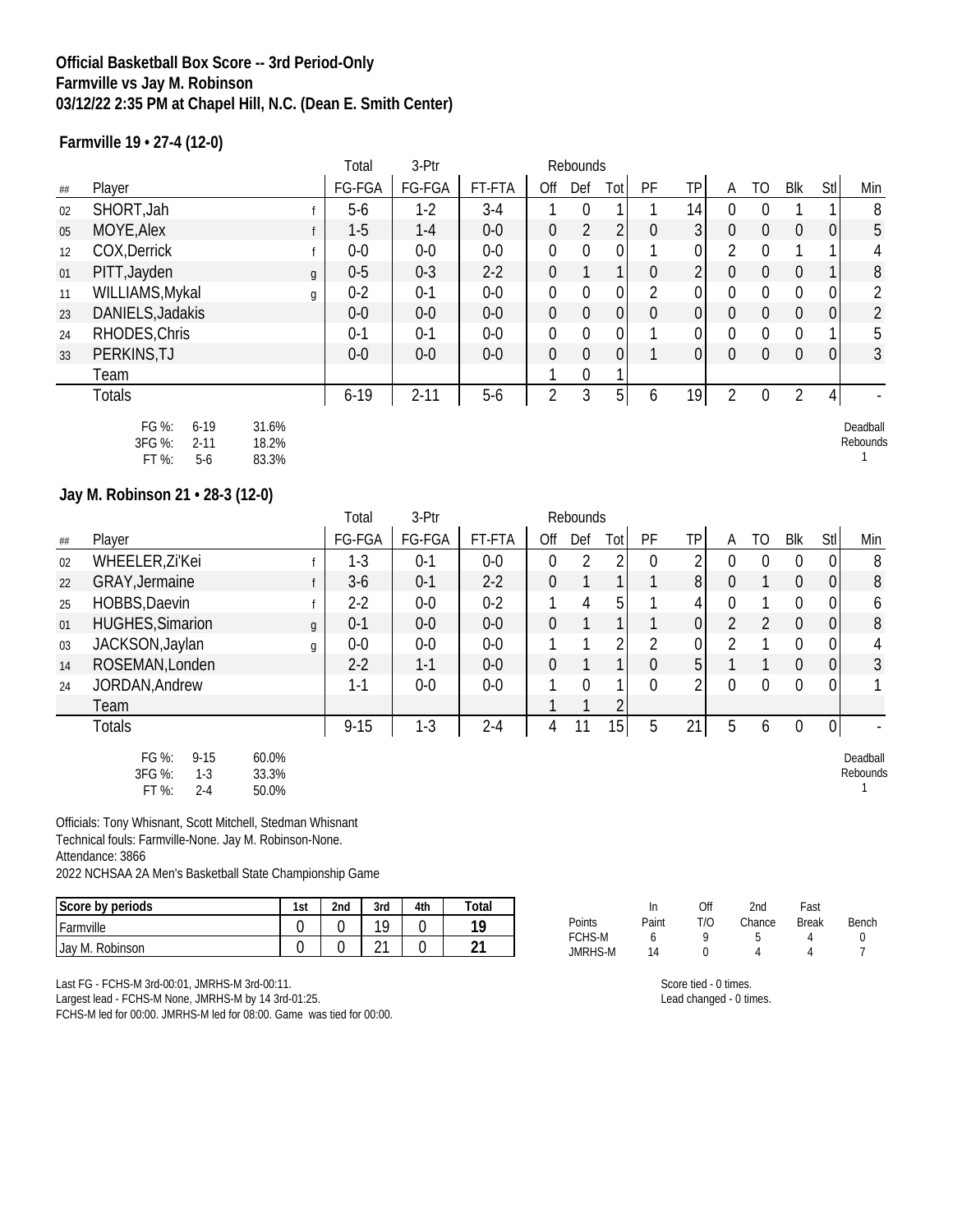**Official Basketball Box Score -- 3rd Period-Only**
**Farmville vs Jay M. Robinson**
**03/12/22 2:35 PM at Chapel Hill, N.C. (Dean E. Smith Center)**

**Farmville 19 • 27-4 (12-0)**

| ## | Player | | Total FG-FGA | 3-Ptr FG-FGA | FT-FTA | Rebounds Off | Def | Tot | PF | TP | A | TO | Blk | Stl | Min |
|---|---|---|---|---|---|---|---|---|---|---|---|---|---|---|---|
| 02 | SHORT,Jah | f | 5-6 | 1-2 | 3-4 | 1 | 0 | 1 | 1 | 14 | 0 | 0 | 1 | 1 | 8 |
| 05 | MOYE,Alex | f | 1-5 | 1-4 | 0-0 | 0 | 2 | 2 | 0 | 3 | 0 | 0 | 0 | 0 | 5 |
| 12 | COX,Derrick | f | 0-0 | 0-0 | 0-0 | 0 | 0 | 0 | 1 | 0 | 2 | 0 | 1 | 1 | 4 |
| 01 | PITT,Jayden | g | 0-5 | 0-3 | 2-2 | 0 | 1 | 1 | 0 | 2 | 0 | 0 | 0 | 1 | 8 |
| 11 | WILLIAMS,Mykal | g | 0-2 | 0-1 | 0-0 | 0 | 0 | 0 | 2 | 0 | 0 | 0 | 0 | 0 | 2 |
| 23 | DANIELS,Jadakis | | 0-0 | 0-0 | 0-0 | 0 | 0 | 0 | 0 | 0 | 0 | 0 | 0 | 0 | 2 |
| 24 | RHODES,Chris | | 0-1 | 0-1 | 0-0 | 0 | 0 | 0 | 1 | 0 | 0 | 0 | 0 | 1 | 5 |
| 33 | PERKINS,TJ | | 0-0 | 0-0 | 0-0 | 0 | 0 | 0 | 1 | 0 | 0 | 0 | 0 | 0 | 3 |
| | Team | | | | | 1 | 0 | 1 | | | | | | | |
| | Totals | | 6-19 | 2-11 | 5-6 | 2 | 3 | 5 | 6 | 19 | 2 | 0 | 2 | 4 | - |

FG %: 6-19 31.6%
3FG %: 2-11 18.2%
FT %: 5-6 83.3%

Deadball Rebounds 1

**Jay M. Robinson 21 • 28-3 (12-0)**

| ## | Player | | Total FG-FGA | 3-Ptr FG-FGA | FT-FTA | Rebounds Off | Def | Tot | PF | TP | A | TO | Blk | Stl | Min |
|---|---|---|---|---|---|---|---|---|---|---|---|---|---|---|---|
| 02 | WHEELER,Zi'Kei | f | 1-3 | 0-1 | 0-0 | 0 | 2 | 2 | 0 | 2 | 0 | 0 | 0 | 0 | 8 |
| 22 | GRAY,Jermaine | f | 3-6 | 0-1 | 2-2 | 0 | 1 | 1 | 1 | 8 | 0 | 1 | 0 | 0 | 8 |
| 25 | HOBBS,Daevin | f | 2-2 | 0-0 | 0-2 | 1 | 4 | 5 | 1 | 4 | 0 | 1 | 0 | 0 | 6 |
| 01 | HUGHES,Simarion | g | 0-1 | 0-0 | 0-0 | 0 | 1 | 1 | 1 | 0 | 2 | 2 | 0 | 0 | 8 |
| 03 | JACKSON,Jaylan | g | 0-0 | 0-0 | 0-0 | 1 | 1 | 2 | 2 | 0 | 2 | 1 | 0 | 0 | 4 |
| 14 | ROSEMAN,Londen | | 2-2 | 1-1 | 0-0 | 0 | 1 | 1 | 0 | 5 | 1 | 1 | 0 | 0 | 3 |
| 24 | JORDAN,Andrew | | 1-1 | 0-0 | 0-0 | 1 | 0 | 1 | 0 | 2 | 0 | 0 | 0 | 0 | 1 |
| | Team | | | | | 1 | 1 | 2 | | | | | | | |
| | Totals | | 9-15 | 1-3 | 2-4 | 4 | 11 | 15 | 5 | 21 | 5 | 6 | 0 | 0 | - |

FG %: 9-15 60.0%
3FG %: 1-3 33.3%
FT %: 2-4 50.0%

Deadball Rebounds 1

Officials: Tony Whisnant, Scott Mitchell, Stedman Whisnant
Technical fouls: Farmville-None. Jay M. Robinson-None.
Attendance: 3866
2022 NCHSAA 2A Men's Basketball State Championship Game

| Score by periods | 1st | 2nd | 3rd | 4th | Total |
|---|---|---|---|---|---|
| Farmville | 0 | 0 | 19 | 0 | 19 |
| Jay M. Robinson | 0 | 0 | 21 | 0 | 21 |

| Points | In Paint | Off T/O | 2nd Chance | Fast Break | Bench |
|---|---|---|---|---|---|
| FCHS-M | 6 | 9 | 5 | 4 | 0 |
| JMRHS-M | 14 | 0 | 4 | 4 | 7 |

Last FG - FCHS-M 3rd-00:01, JMRHS-M 3rd-00:11.
Largest lead - FCHS-M None, JMRHS-M by 14 3rd-01:25.
FCHS-M led for 00:00. JMRHS-M led for 08:00. Game was tied for 00:00.

Score tied - 0 times.
Lead changed - 0 times.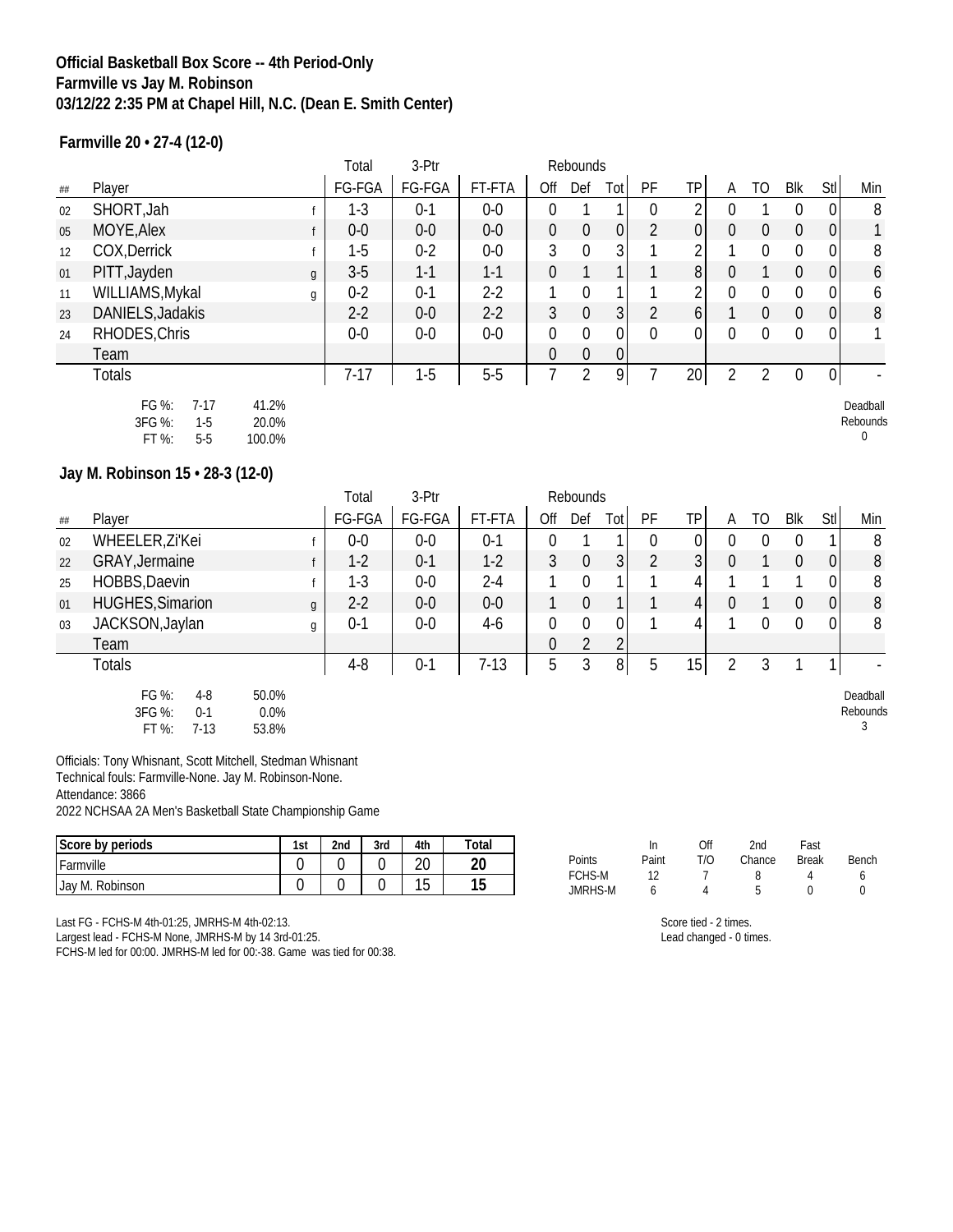**Official Basketball Box Score -- 4th Period-Only**
**Farmville vs Jay M. Robinson**
**03/12/22 2:35 PM at Chapel Hill, N.C. (Dean E. Smith Center)**

**Farmville 20 • 27-4 (12-0)**

| | | | Total | 3-Ptr | | Rebounds | | | | | | | | | |
|---|---|---|---|---|---|---|---|---|---|---|---|---|---|---|---|
| ## | Player | | FG-FGA | FG-FGA | FT-FTA | Off | Def | Tot | PF | TP | A | TO | Blk | Stl | Min |
| 02 | SHORT,Jah | f | 1-3 | 0-1 | 0-0 | 0 | 1 | 1 | 0 | 2 | 0 | 1 | 0 | 0 | 8 |
| 05 | MOYE,Alex | f | 0-0 | 0-0 | 0-0 | 0 | 0 | 0 | 2 | 0 | 0 | 0 | 0 | 0 | 1 |
| 12 | COX,Derrick | f | 1-5 | 0-2 | 0-0 | 3 | 0 | 3 | 1 | 2 | 1 | 0 | 0 | 0 | 8 |
| 01 | PITT,Jayden | g | 3-5 | 1-1 | 1-1 | 0 | 1 | 1 | 1 | 8 | 0 | 1 | 0 | 0 | 6 |
| 11 | WILLIAMS,Mykal | g | 0-2 | 0-1 | 2-2 | 1 | 0 | 1 | 1 | 2 | 0 | 0 | 0 | 0 | 6 |
| 23 | DANIELS,Jadakis | | 2-2 | 0-0 | 2-2 | 3 | 0 | 3 | 2 | 6 | 1 | 0 | 0 | 0 | 8 |
| 24 | RHODES,Chris | | 0-0 | 0-0 | 0-0 | 0 | 0 | 0 | 0 | 0 | 0 | 0 | 0 | 0 | 1 |
| | Team | | | | | 0 | 0 | 0 | | | | | | | |
| | Totals | | 7-17 | 1-5 | 5-5 | 7 | 2 | 9 | 7 | 20 | 2 | 2 | 0 | 0 | - |

FG %: 7-17 41.2%
3FG %: 1-5 20.0%
FT %: 5-5 100.0%

Deadball Rebounds 0

**Jay M. Robinson 15 • 28-3 (12-0)**

| | | | Total | 3-Ptr | | Rebounds | | | | | | | | | |
|---|---|---|---|---|---|---|---|---|---|---|---|---|---|---|---|
| ## | Player | | FG-FGA | FG-FGA | FT-FTA | Off | Def | Tot | PF | TP | A | TO | Blk | Stl | Min |
| 02 | WHEELER,Zi'Kei | f | 0-0 | 0-0 | 0-1 | 0 | 1 | 1 | 0 | 0 | 0 | 0 | 0 | 1 | 8 |
| 22 | GRAY,Jermaine | f | 1-2 | 0-1 | 1-2 | 3 | 0 | 3 | 2 | 3 | 0 | 1 | 0 | 0 | 8 |
| 25 | HOBBS,Daevin | f | 1-3 | 0-0 | 2-4 | 1 | 0 | 1 | 1 | 4 | 1 | 1 | 1 | 0 | 8 |
| 01 | HUGHES,Simarion | g | 2-2 | 0-0 | 0-0 | 1 | 0 | 1 | 1 | 4 | 0 | 1 | 0 | 0 | 8 |
| 03 | JACKSON,Jaylan | g | 0-1 | 0-0 | 4-6 | 0 | 0 | 0 | 1 | 4 | 1 | 0 | 0 | 0 | 8 |
| | Team | | | | | 0 | 2 | 2 | | | | | | | |
| | Totals | | 4-8 | 0-1 | 7-13 | 5 | 3 | 8 | 5 | 15 | 2 | 3 | 1 | 1 | - |

FG %: 4-8 50.0%
3FG %: 0-1 0.0%
FT %: 7-13 53.8%

Deadball Rebounds 3

Officials: Tony Whisnant, Scott Mitchell, Stedman Whisnant
Technical fouls: Farmville-None. Jay M. Robinson-None.
Attendance: 3866
2022 NCHSAA 2A Men's Basketball State Championship Game

| Score by periods | 1st | 2nd | 3rd | 4th | Total |
|---|---|---|---|---|---|
| Farmville | 0 | 0 | 0 | 20 | 20 |
| Jay M. Robinson | 0 | 0 | 0 | 15 | 15 |

| Points | In Paint | Off T/O | 2nd Chance | Fast Break | Bench |
|---|---|---|---|---|---|
| FCHS-M | 12 | 7 | 8 | 4 | 6 |
| JMRHS-M | 6 | 4 | 5 | 0 | 0 |

Last FG - FCHS-M 4th-01:25, JMRHS-M 4th-02:13.
Largest lead - FCHS-M None, JMRHS-M by 14 3rd-01:25.
FCHS-M led for 00:00. JMRHS-M led for 00:-38. Game was tied for 00:38.

Score tied - 2 times.
Lead changed - 0 times.